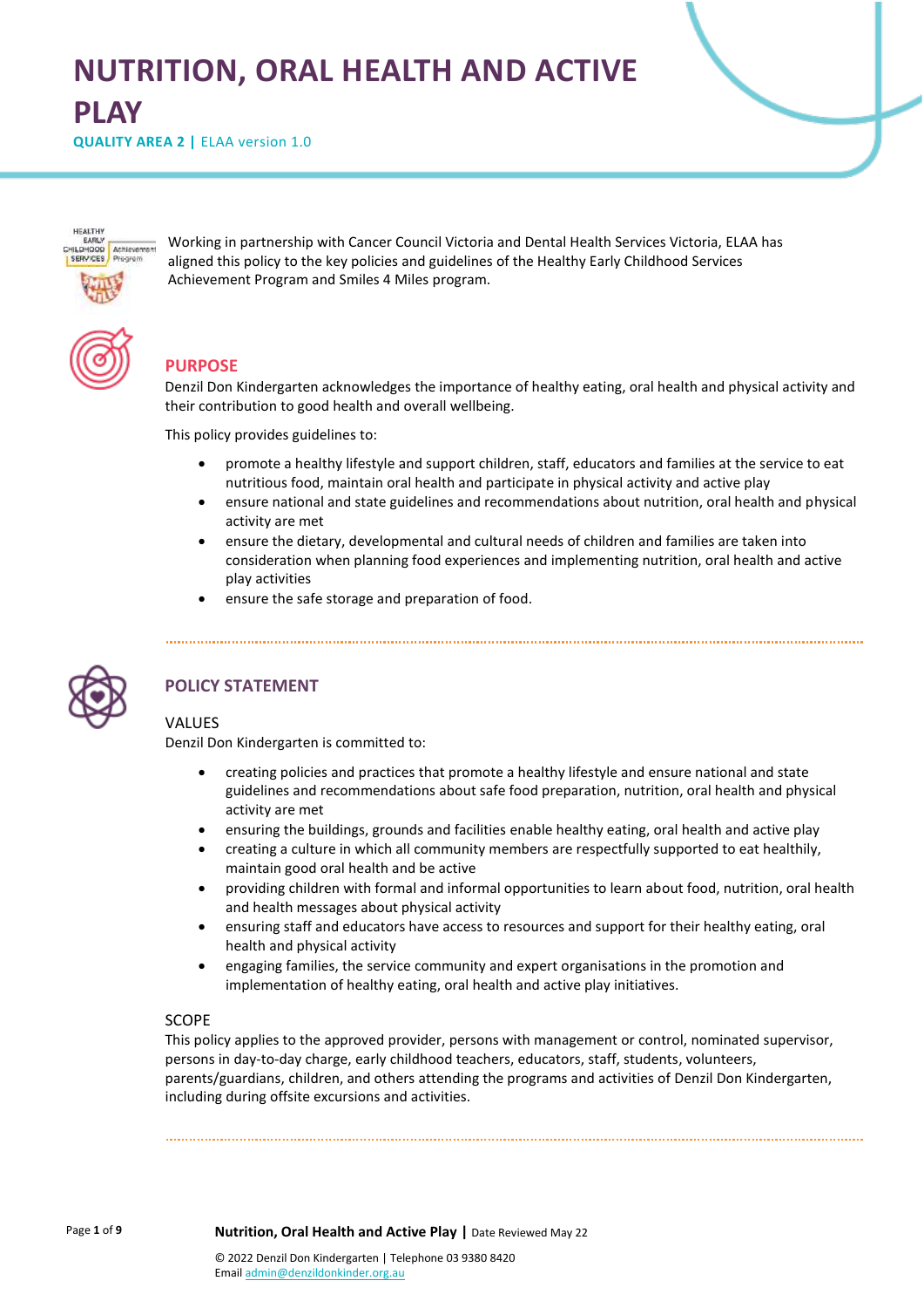# NUTRITION, ORAL HEALTH AND ACTIVE PLAY

**QUALITY AREA 2 |** ELAA version 1.0

Working in partnership with Cancer Council Victoria and Dental Health Services Victoria, ELAA has aligned this policy to the key policies and guidelines of the Healthy Early Childhood Services Achievement Program and Smiles 4 Miles program.

## PURPOSE

Denzil Don Kindergarten acknowledges the importance of healthy eating, oral health and physical activity and their contribution to good health and overall wellbeing.

This policy provides guidelines to:

- promote a healthy lifestyle and support children, staff, educators and families at the service to eat nutritious food, maintain oral health and participate in physical activity and active play
- ensure national and state guidelines and recommendations about nutrition, oral health and physical activity are met
- ensure the dietary, developmental and cultural needs of children and families are taken into consideration when planning food experiences and implementing nutrition, oral health and active play activities
- ensure the safe storage and preparation of food.

## POLICY STATEMENT

### VALUES

Denzil Don Kindergarten is committed to:

- creating policies and practices that promote a healthy lifestyle and ensure national and state guidelines and recommendations about safe food preparation, nutrition, oral health and physical activity are met
- ensuring the buildings, grounds and facilities enable healthy eating, oral health and active play
- creating a culture in which all community members are respectfully supported to eat healthily, maintain good oral health and be active
- providing children with formal and informal opportunities to learn about food, nutrition, oral health and health messages about physical activity
- ensuring staff and educators have access to resources and support for their healthy eating, oral health and physical activity
- engaging families, the service community and expert organisations in the promotion and implementation of healthy eating, oral health and active play initiatives.

### SCOPE

This policy applies to the approved provider, persons with management or control, nominated supervisor, persons in day-to-day charge, early childhood teachers, educators, staff, students, volunteers, parents/guardians, children, and others attending the programs and activities of Denzil Don Kindergarten, including during offsite excursions and activities.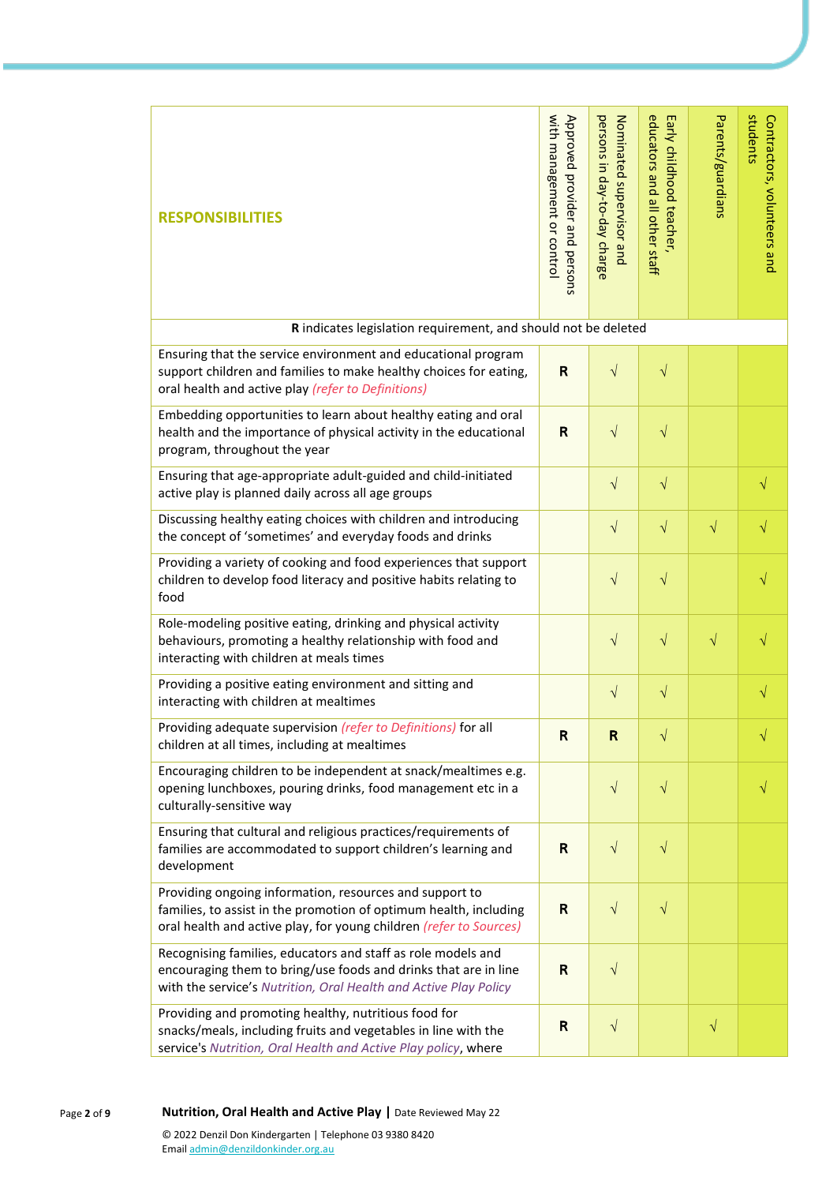| RESPONSIBILITIES | Approved provider and persons with management or control | Nominated supervisor and persons in day-to-day charge | Early childhood teacher, educators and all other staff | Parents/guardians | Contractors, volunteers and students |
|---|---|---|---|---|---|
| **R** indicates legislation requirement, and should not be deleted | | | | | |
| Ensuring that the service environment and educational program support children and families to make healthy choices for eating, oral health and active play *(refer to Definitions)* | **R** | √ | √ | | |
| Embedding opportunities to learn about healthy eating and oral health and the importance of physical activity in the educational program, throughout the year | **R** | √ | √ | | |
| Ensuring that age-appropriate adult-guided and child-initiated active play is planned daily across all age groups | | √ | √ | | √ |
| Discussing healthy eating choices with children and introducing the concept of 'sometimes' and everyday foods and drinks | | √ | √ | √ | √ |
| Providing a variety of cooking and food experiences that support children to develop food literacy and positive habits relating to food | | √ | √ | | √ |
| Role-modeling positive eating, drinking and physical activity behaviours, promoting a healthy relationship with food and interacting with children at meals times | | √ | √ | √ | √ |
| Providing a positive eating environment and sitting and interacting with children at mealtimes | | √ | √ | | √ |
| Providing adequate supervision *(refer to Definitions)* for all children at all times, including at mealtimes | **R** | **R** | √ | | √ |
| Encouraging children to be independent at snack/mealtimes e.g. opening lunchboxes, pouring drinks, food management etc in a culturally-sensitive way | | √ | √ | | √ |
| Ensuring that cultural and religious practices/requirements of families are accommodated to support children's learning and development | **R** | √ | √ | | |
| Providing ongoing information, resources and support to families, to assist in the promotion of optimum health, including oral health and active play, for young children *(refer to Sources)* | **R** | √ | √ | | |
| Recognising families, educators and staff as role models and encouraging them to bring/use foods and drinks that are in line with the service's *Nutrition, Oral Health and Active Play Policy* | **R** | √ | | | |
| Providing and promoting healthy, nutritious food for snacks/meals, including fruits and vegetables in line with the service's *Nutrition, Oral Health and Active Play policy*, where | **R** | √ | | √ | |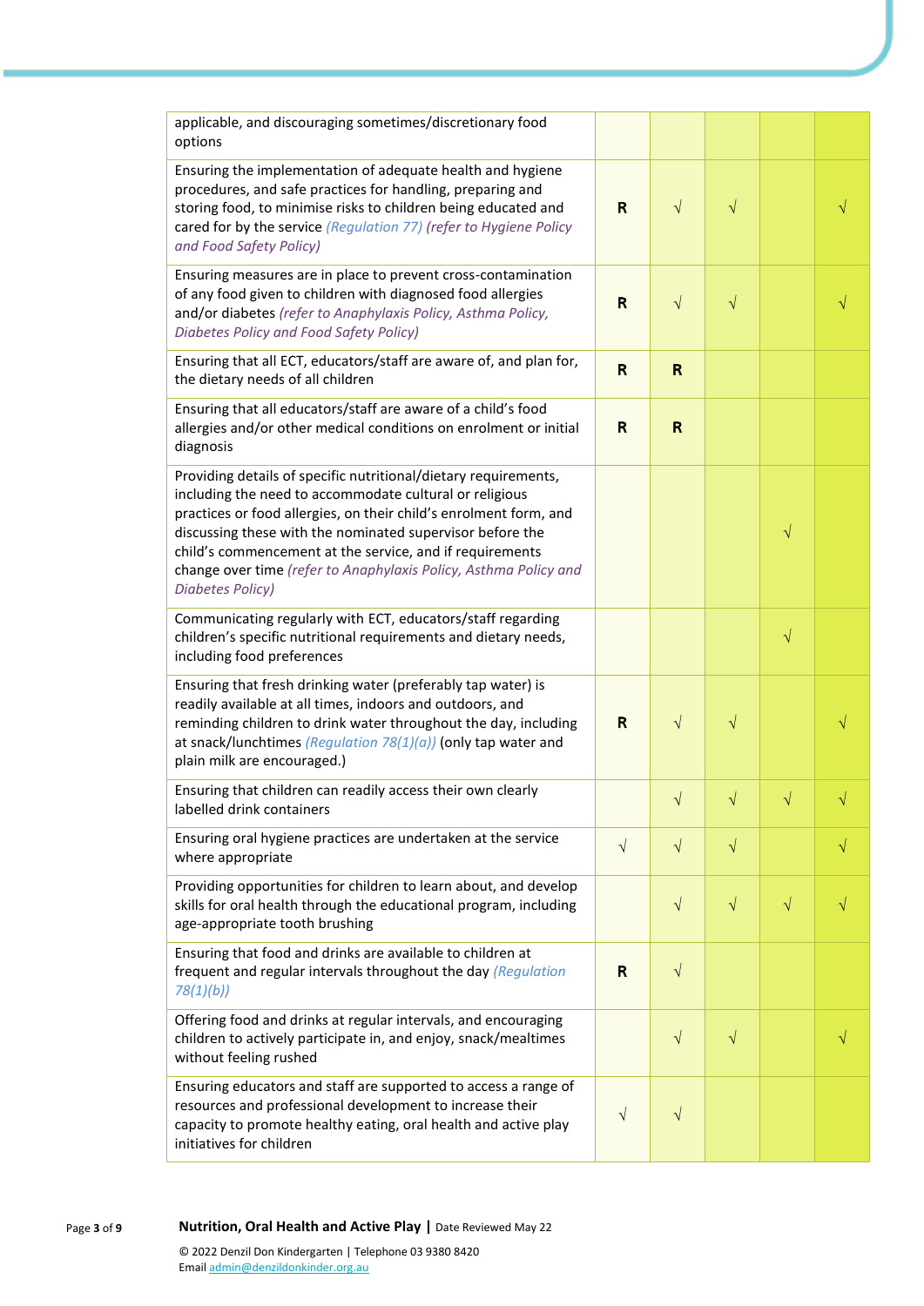| | | | | | |
|---|---|---|---|---|---|
| applicable, and discouraging sometimes/discretionary food options | | | | | |
| Ensuring the implementation of adequate health and hygiene procedures, and safe practices for handling, preparing and storing food, to minimise risks to children being educated and cared for by the service *(Regulation 77) (refer to Hygiene Policy and Food Safety Policy)* | **R** | √ | √ | | √ |
| Ensuring measures are in place to prevent cross-contamination of any food given to children with diagnosed food allergies and/or diabetes *(refer to Anaphylaxis Policy, Asthma Policy, Diabetes Policy and Food Safety Policy)* | **R** | √ | √ | | √ |
| Ensuring that all ECT, educators/staff are aware of, and plan for, the dietary needs of all children | **R** | **R** | | | |
| Ensuring that all educators/staff are aware of a child's food allergies and/or other medical conditions on enrolment or initial diagnosis | **R** | **R** | | | |
| Providing details of specific nutritional/dietary requirements, including the need to accommodate cultural or religious practices or food allergies, on their child's enrolment form, and discussing these with the nominated supervisor before the child's commencement at the service, and if requirements change over time *(refer to Anaphylaxis Policy, Asthma Policy and Diabetes Policy)* | | | | √ | |
| Communicating regularly with ECT, educators/staff regarding children's specific nutritional requirements and dietary needs, including food preferences | | | | √ | |
| Ensuring that fresh drinking water (preferably tap water) is readily available at all times, indoors and outdoors, and reminding children to drink water throughout the day, including at snack/lunchtimes *(Regulation 78(1)(a))* (only tap water and plain milk are encouraged.) | **R** | √ | √ | | √ |
| Ensuring that children can readily access their own clearly labelled drink containers | | √ | √ | √ | √ |
| Ensuring oral hygiene practices are undertaken at the service where appropriate | √ | √ | √ | | √ |
| Providing opportunities for children to learn about, and develop skills for oral health through the educational program, including age-appropriate tooth brushing | | √ | √ | √ | √ |
| Ensuring that food and drinks are available to children at frequent and regular intervals throughout the day *(Regulation 78(1)(b))* | **R** | √ | | | |
| Offering food and drinks at regular intervals, and encouraging children to actively participate in, and enjoy, snack/mealtimes without feeling rushed | | √ | √ | | √ |
| Ensuring educators and staff are supported to access a range of resources and professional development to increase their capacity to promote healthy eating, oral health and active play initiatives for children | √ | √ | | | |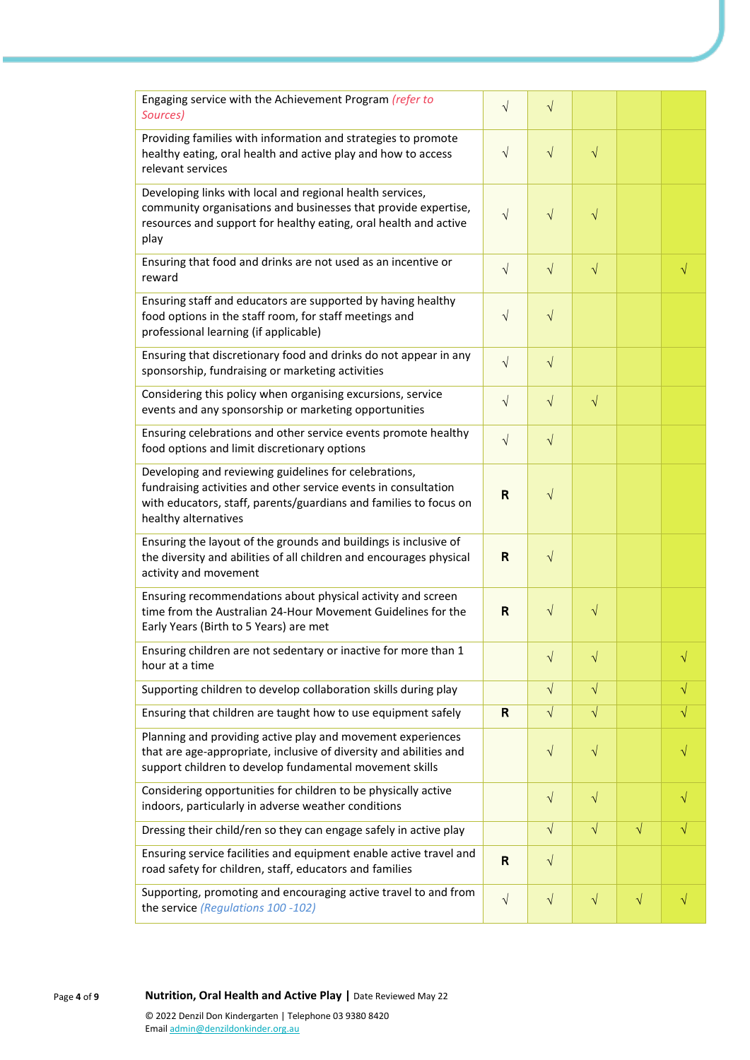| | | | | | |
|---|---|---|---|---|---|
| Engaging service with the Achievement Program *(refer to Sources)* | √ | √ | | | |
| Providing families with information and strategies to promote healthy eating, oral health and active play and how to access relevant services | √ | √ | √ | | |
| Developing links with local and regional health services, community organisations and businesses that provide expertise, resources and support for healthy eating, oral health and active play | √ | √ | √ | | |
| Ensuring that food and drinks are not used as an incentive or reward | √ | √ | √ | | √ |
| Ensuring staff and educators are supported by having healthy food options in the staff room, for staff meetings and professional learning (if applicable) | √ | √ | | | |
| Ensuring that discretionary food and drinks do not appear in any sponsorship, fundraising or marketing activities | √ | √ | | | |
| Considering this policy when organising excursions, service events and any sponsorship or marketing opportunities | √ | √ | √ | | |
| Ensuring celebrations and other service events promote healthy food options and limit discretionary options | √ | √ | | | |
| Developing and reviewing guidelines for celebrations, fundraising activities and other service events in consultation with educators, staff, parents/guardians and families to focus on healthy alternatives | **R** | √ | | | |
| Ensuring the layout of the grounds and buildings is inclusive of the diversity and abilities of all children and encourages physical activity and movement | **R** | √ | | | |
| Ensuring recommendations about physical activity and screen time from the Australian 24-Hour Movement Guidelines for the Early Years (Birth to 5 Years) are met | **R** | √ | √ | | |
| Ensuring children are not sedentary or inactive for more than 1 hour at a time | | √ | √ | | √ |
| Supporting children to develop collaboration skills during play | | √ | √ | | √ |
| Ensuring that children are taught how to use equipment safely | **R** | √ | √ | | √ |
| Planning and providing active play and movement experiences that are age-appropriate, inclusive of diversity and abilities and support children to develop fundamental movement skills | | √ | √ | | √ |
| Considering opportunities for children to be physically active indoors, particularly in adverse weather conditions | | √ | √ | | √ |
| Dressing their child/ren so they can engage safely in active play | | √ | √ | √ | √ |
| Ensuring service facilities and equipment enable active travel and road safety for children, staff, educators and families | **R** | √ | | | |
| Supporting, promoting and encouraging active travel to and from the service *(Regulations 100 -102)* | √ | √ | √ | √ | √ |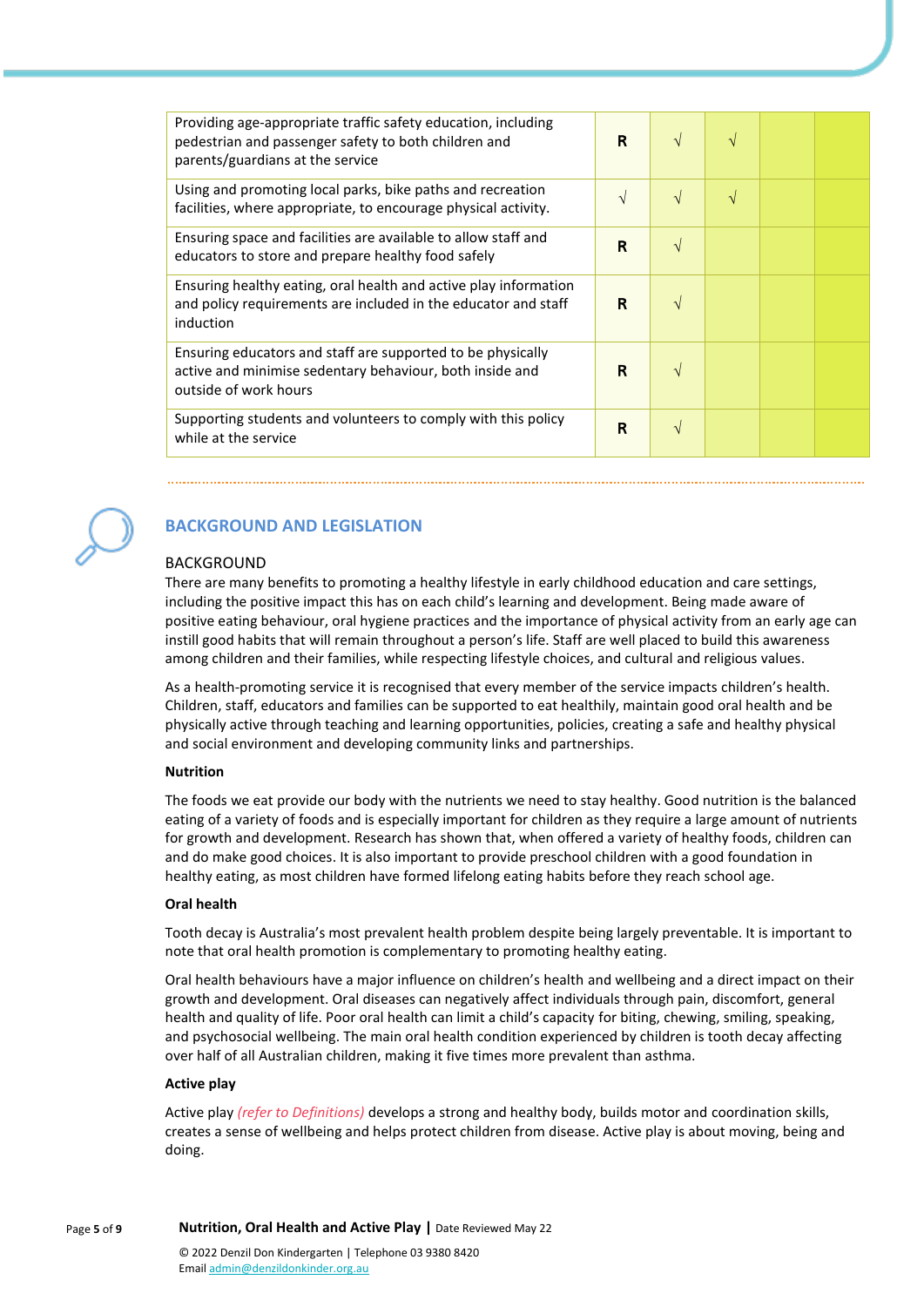| | | | | | |
|---|---|---|---|---|---|
| Providing age-appropriate traffic safety education, including pedestrian and passenger safety to both children and parents/guardians at the service | **R** | √ | √ | | |
| Using and promoting local parks, bike paths and recreation facilities, where appropriate, to encourage physical activity. | √ | √ | √ | | |
| Ensuring space and facilities are available to allow staff and educators to store and prepare healthy food safely | **R** | √ | | | |
| Ensuring healthy eating, oral health and active play information and policy requirements are included in the educator and staff induction | **R** | √ | | | |
| Ensuring educators and staff are supported to be physically active and minimise sedentary behaviour, both inside and outside of work hours | **R** | √ | | | |
| Supporting students and volunteers to comply with this policy while at the service | **R** | √ | | | |

## BACKGROUND AND LEGISLATION

### BACKGROUND

There are many benefits to promoting a healthy lifestyle in early childhood education and care settings, including the positive impact this has on each child's learning and development. Being made aware of positive eating behaviour, oral hygiene practices and the importance of physical activity from an early age can instill good habits that will remain throughout a person's life. Staff are well placed to build this awareness among children and their families, while respecting lifestyle choices, and cultural and religious values.

As a health-promoting service it is recognised that every member of the service impacts children's health. Children, staff, educators and families can be supported to eat healthily, maintain good oral health and be physically active through teaching and learning opportunities, policies, creating a safe and healthy physical and social environment and developing community links and partnerships.

**Nutrition**

The foods we eat provide our body with the nutrients we need to stay healthy. Good nutrition is the balanced eating of a variety of foods and is especially important for children as they require a large amount of nutrients for growth and development. Research has shown that, when offered a variety of healthy foods, children can and do make good choices. It is also important to provide preschool children with a good foundation in healthy eating, as most children have formed lifelong eating habits before they reach school age.

**Oral health**

Tooth decay is Australia's most prevalent health problem despite being largely preventable. It is important to note that oral health promotion is complementary to promoting healthy eating.

Oral health behaviours have a major influence on children's health and wellbeing and a direct impact on their growth and development. Oral diseases can negatively affect individuals through pain, discomfort, general health and quality of life. Poor oral health can limit a child's capacity for biting, chewing, smiling, speaking, and psychosocial wellbeing. The main oral health condition experienced by children is tooth decay affecting over half of all Australian children, making it five times more prevalent than asthma.

**Active play**

Active play *(refer to Definitions)* develops a strong and healthy body, builds motor and coordination skills, creates a sense of wellbeing and helps protect children from disease. Active play is about moving, being and doing.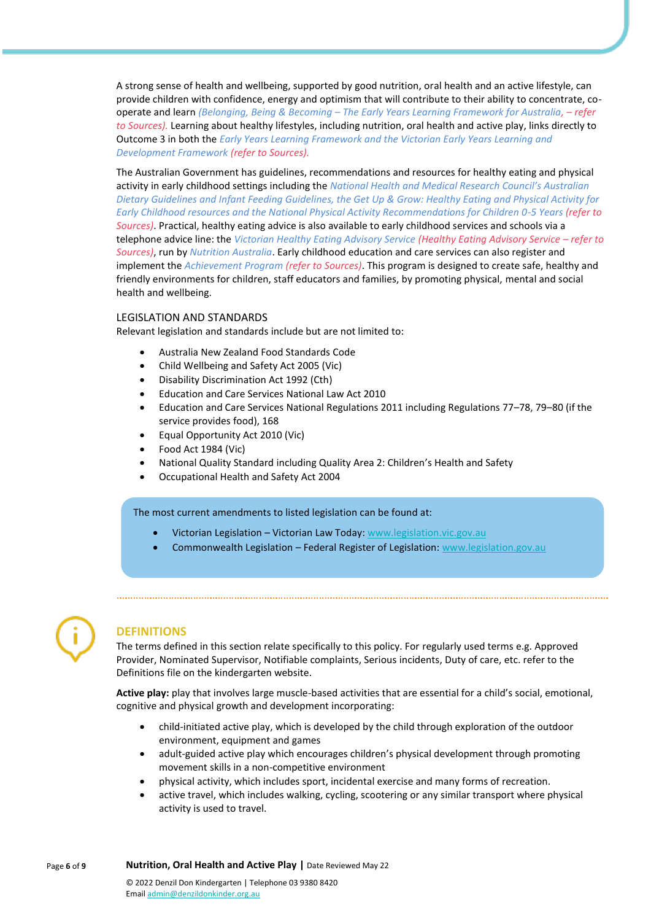A strong sense of health and wellbeing, supported by good nutrition, oral health and an active lifestyle, can provide children with confidence, energy and optimism that will contribute to their ability to concentrate, co-operate and learn *(Belonging, Being & Becoming – The Early Years Learning Framework for Australia, – refer to Sources).* Learning about healthy lifestyles, including nutrition, oral health and active play, links directly to Outcome 3 in both the *Early Years Learning Framework and the Victorian Early Years Learning and Development Framework (refer to Sources).*

The Australian Government has guidelines, recommendations and resources for healthy eating and physical activity in early childhood settings including the *National Health and Medical Research Council's Australian Dietary Guidelines and Infant Feeding Guidelines, the Get Up & Grow: Healthy Eating and Physical Activity for Early Childhood resources and the National Physical Activity Recommendations for Children 0-5 Years (refer to Sources)*. Practical, healthy eating advice is also available to early childhood services and schools via a telephone advice line: the *Victorian Healthy Eating Advisory Service (Healthy Eating Advisory Service – refer to Sources)*, run by *Nutrition Australia*. Early childhood education and care services can also register and implement the *Achievement Program (refer to Sources)*. This program is designed to create safe, healthy and friendly environments for children, staff educators and families, by promoting physical, mental and social health and wellbeing.

### LEGISLATION AND STANDARDS

Relevant legislation and standards include but are not limited to:

- Australia New Zealand Food Standards Code
- Child Wellbeing and Safety Act 2005 (Vic)
- Disability Discrimination Act 1992 (Cth)
- Education and Care Services National Law Act 2010
- Education and Care Services National Regulations 2011 including Regulations 77–78, 79–80 (if the service provides food), 168
- Equal Opportunity Act 2010 (Vic)
- Food Act 1984 (Vic)
- National Quality Standard including Quality Area 2: Children's Health and Safety
- Occupational Health and Safety Act 2004

The most current amendments to listed legislation can be found at:

- Victorian Legislation – Victorian Law Today: www.legislation.vic.gov.au
- Commonwealth Legislation – Federal Register of Legislation: www.legislation.gov.au

## DEFINITIONS

The terms defined in this section relate specifically to this policy. For regularly used terms e.g. Approved Provider, Nominated Supervisor, Notifiable complaints, Serious incidents, Duty of care, etc. refer to the Definitions file on the kindergarten website.

**Active play:** play that involves large muscle-based activities that are essential for a child's social, emotional, cognitive and physical growth and development incorporating:

- child-initiated active play, which is developed by the child through exploration of the outdoor environment, equipment and games
- adult-guided active play which encourages children's physical development through promoting movement skills in a non-competitive environment
- physical activity, which includes sport, incidental exercise and many forms of recreation.
- active travel, which includes walking, cycling, scootering or any similar transport where physical activity is used to travel.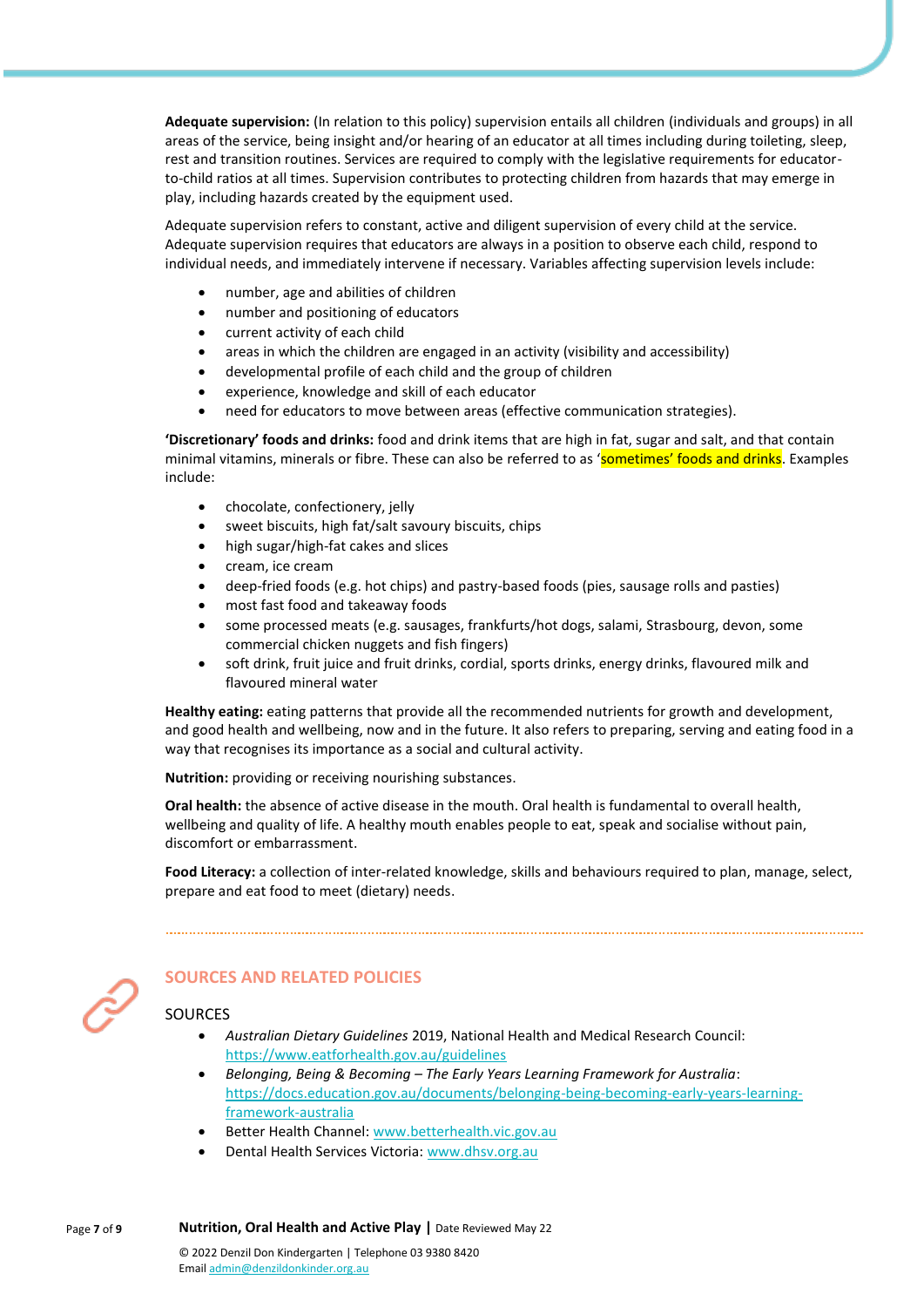**Adequate supervision:** (In relation to this policy) supervision entails all children (individuals and groups) in all areas of the service, being insight and/or hearing of an educator at all times including during toileting, sleep, rest and transition routines. Services are required to comply with the legislative requirements for educator-to-child ratios at all times. Supervision contributes to protecting children from hazards that may emerge in play, including hazards created by the equipment used.

Adequate supervision refers to constant, active and diligent supervision of every child at the service. Adequate supervision requires that educators are always in a position to observe each child, respond to individual needs, and immediately intervene if necessary. Variables affecting supervision levels include:

- number, age and abilities of children
- number and positioning of educators
- current activity of each child
- areas in which the children are engaged in an activity (visibility and accessibility)
- developmental profile of each child and the group of children
- experience, knowledge and skill of each educator
- need for educators to move between areas (effective communication strategies).

**'Discretionary' foods and drinks:** food and drink items that are high in fat, sugar and salt, and that contain minimal vitamins, minerals or fibre. These can also be referred to as 'sometimes' foods and drinks. Examples include:

- chocolate, confectionery, jelly
- sweet biscuits, high fat/salt savoury biscuits, chips
- high sugar/high-fat cakes and slices
- cream, ice cream
- deep-fried foods (e.g. hot chips) and pastry-based foods (pies, sausage rolls and pasties)
- most fast food and takeaway foods
- some processed meats (e.g. sausages, frankfurts/hot dogs, salami, Strasbourg, devon, some commercial chicken nuggets and fish fingers)
- soft drink, fruit juice and fruit drinks, cordial, sports drinks, energy drinks, flavoured milk and flavoured mineral water

**Healthy eating:** eating patterns that provide all the recommended nutrients for growth and development, and good health and wellbeing, now and in the future. It also refers to preparing, serving and eating food in a way that recognises its importance as a social and cultural activity.

**Nutrition:** providing or receiving nourishing substances.

**Oral health:** the absence of active disease in the mouth. Oral health is fundamental to overall health, wellbeing and quality of life. A healthy mouth enables people to eat, speak and socialise without pain, discomfort or embarrassment.

**Food Literacy:** a collection of inter-related knowledge, skills and behaviours required to plan, manage, select, prepare and eat food to meet (dietary) needs.

## SOURCES AND RELATED POLICIES

### SOURCES

- *Australian Dietary Guidelines* 2019, National Health and Medical Research Council: https://www.eatforhealth.gov.au/guidelines
- *Belonging, Being & Becoming – The Early Years Learning Framework for Australia*: https://docs.education.gov.au/documents/belonging-being-becoming-early-years-learning-framework-australia
- Better Health Channel: www.betterhealth.vic.gov.au
- Dental Health Services Victoria: www.dhsv.org.au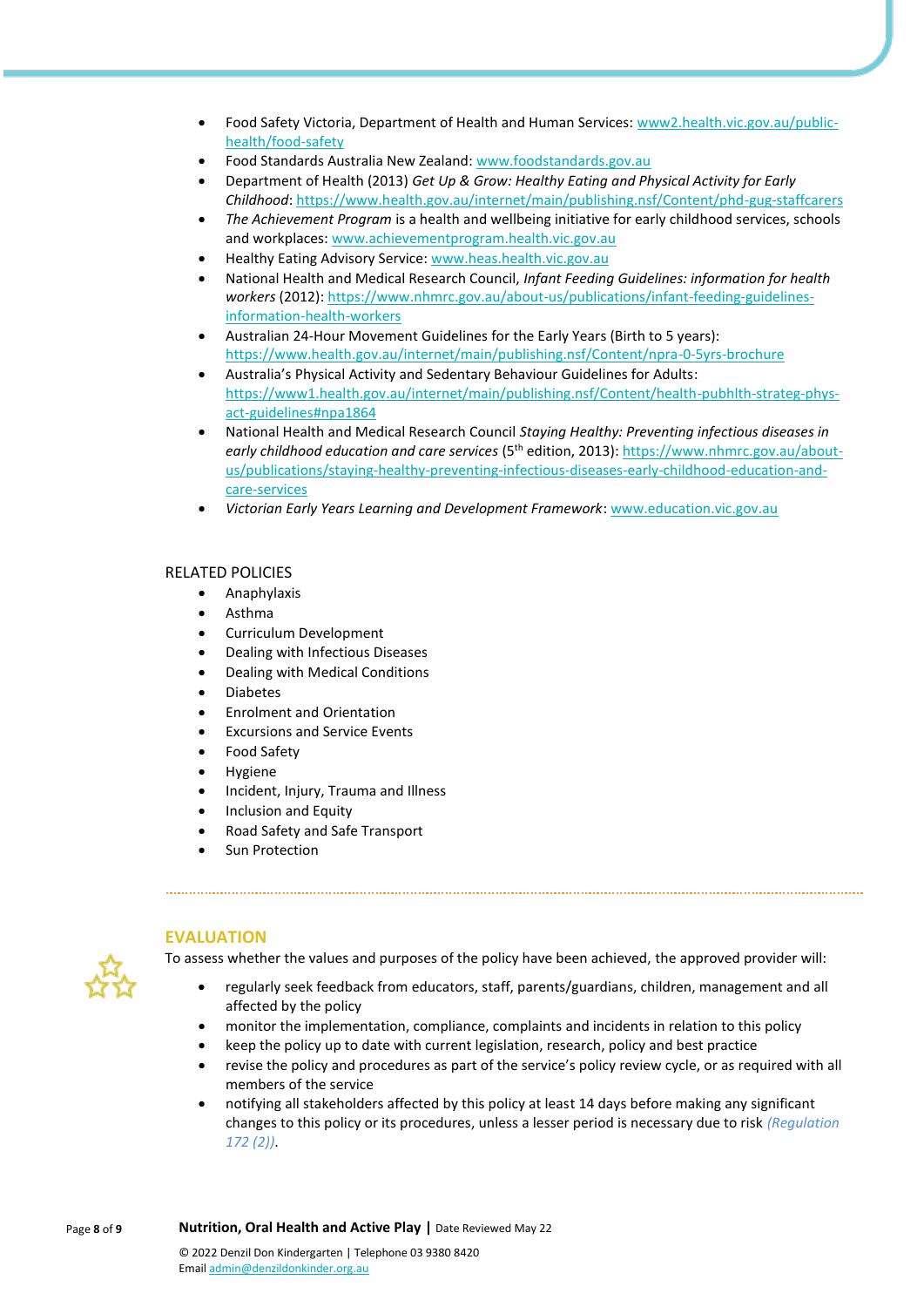- Food Safety Victoria, Department of Health and Human Services: www2.health.vic.gov.au/public-health/food-safety
- Food Standards Australia New Zealand: www.foodstandards.gov.au
- Department of Health (2013) *Get Up & Grow: Healthy Eating and Physical Activity for Early Childhood*: https://www.health.gov.au/internet/main/publishing.nsf/Content/phd-gug-staffcarers
- *The Achievement Program* is a health and wellbeing initiative for early childhood services, schools and workplaces: www.achievementprogram.health.vic.gov.au
- Healthy Eating Advisory Service: www.heas.health.vic.gov.au
- National Health and Medical Research Council, *Infant Feeding Guidelines: information for health workers* (2012): https://www.nhmrc.gov.au/about-us/publications/infant-feeding-guidelines-information-health-workers
- Australian 24-Hour Movement Guidelines for the Early Years (Birth to 5 years): https://www.health.gov.au/internet/main/publishing.nsf/Content/npra-0-5yrs-brochure
- Australia's Physical Activity and Sedentary Behaviour Guidelines for Adults: https://www1.health.gov.au/internet/main/publishing.nsf/Content/health-pubhlth-strateg-phys-act-guidelines#npa1864
- National Health and Medical Research Council *Staying Healthy: Preventing infectious diseases in early childhood education and care services* (5th edition, 2013): https://www.nhmrc.gov.au/about-us/publications/staying-healthy-preventing-infectious-diseases-early-childhood-education-and-care-services
- *Victorian Early Years Learning and Development Framework*: www.education.vic.gov.au

RELATED POLICIES

- Anaphylaxis
- Asthma
- Curriculum Development
- Dealing with Infectious Diseases
- Dealing with Medical Conditions
- Diabetes
- Enrolment and Orientation
- Excursions and Service Events
- Food Safety
- Hygiene
- Incident, Injury, Trauma and Illness
- Inclusion and Equity
- Road Safety and Safe Transport
- Sun Protection

## EVALUATION

To assess whether the values and purposes of the policy have been achieved, the approved provider will:

- regularly seek feedback from educators, staff, parents/guardians, children, management and all affected by the policy
- monitor the implementation, compliance, complaints and incidents in relation to this policy
- keep the policy up to date with current legislation, research, policy and best practice
- revise the policy and procedures as part of the service's policy review cycle, or as required with all members of the service
- notifying all stakeholders affected by this policy at least 14 days before making any significant changes to this policy or its procedures, unless a lesser period is necessary due to risk *(Regulation 172 (2))*.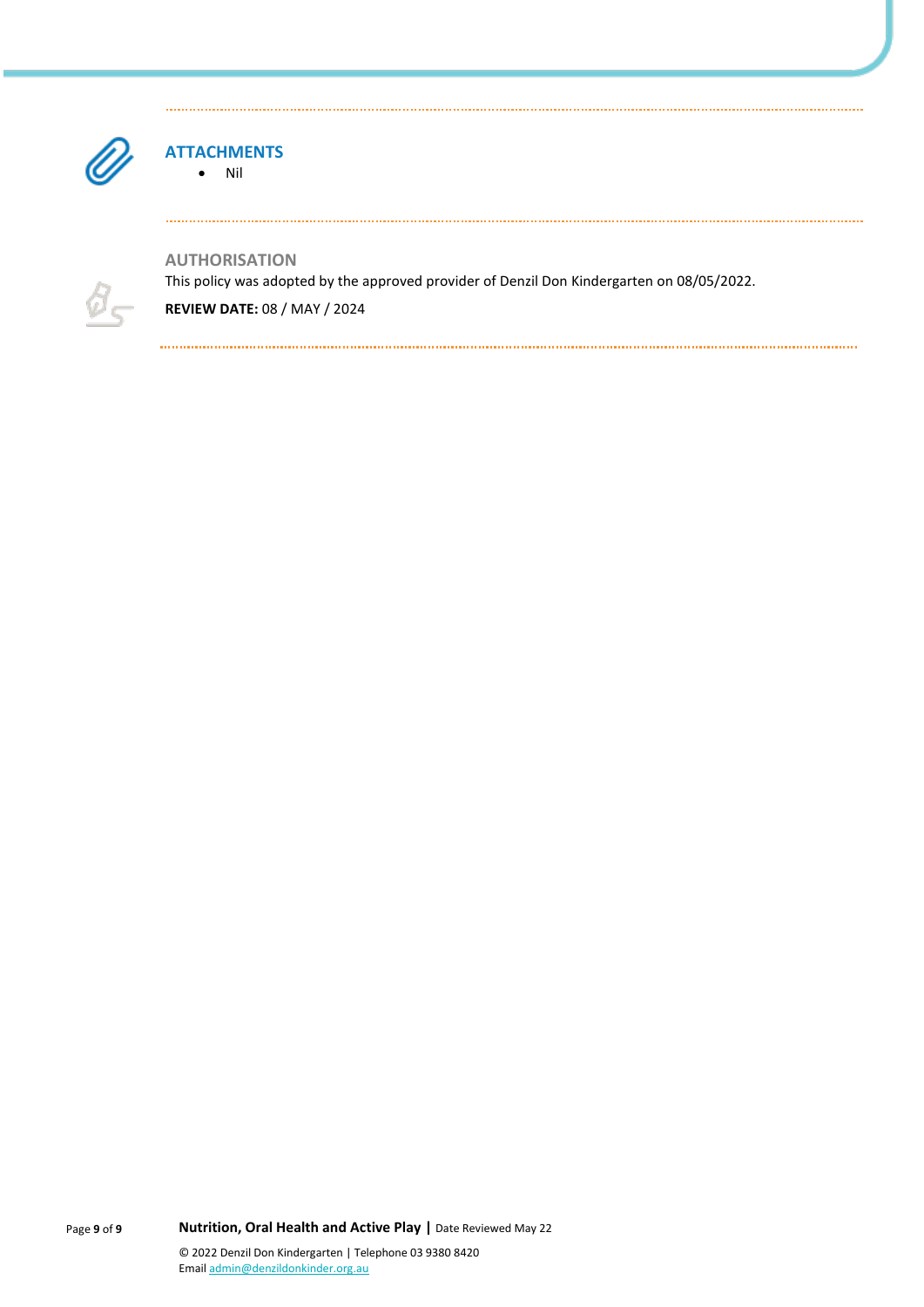## ATTACHMENTS

- Nil

## AUTHORISATION

This policy was adopted by the approved provider of Denzil Don Kindergarten on 08/05/2022.

**REVIEW DATE:** 08 / MAY / 2024